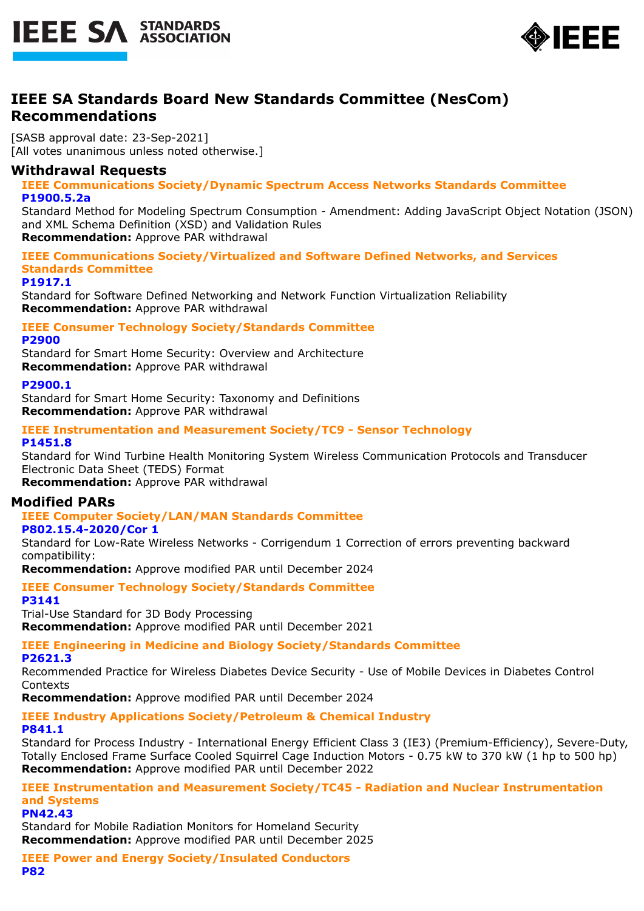# IEEE SA Standards Board New Standards Committee (NesCom) Recommendations

[SASB approval date: 23-Sep-2021]
[All votes unanimous unless noted otherwise.]

## Withdrawal Requests

### IEEE Communications Society/Dynamic Spectrum Access Networks Standards Committee

**P1900.5.2a**

Standard Method for Modeling Spectrum Consumption - Amendment: Adding JavaScript Object Notation (JSON) and XML Schema Definition (XSD) and Validation Rules

**Recommendation:** Approve PAR withdrawal

### IEEE Communications Society/Virtualized and Software Defined Networks, and Services Standards Committee

**P1917.1**

Standard for Software Defined Networking and Network Function Virtualization Reliability

**Recommendation:** Approve PAR withdrawal

### IEEE Consumer Technology Society/Standards Committee

**P2900**

Standard for Smart Home Security: Overview and Architecture

**Recommendation:** Approve PAR withdrawal

**P2900.1**

Standard for Smart Home Security: Taxonomy and Definitions

**Recommendation:** Approve PAR withdrawal

### IEEE Instrumentation and Measurement Society/TC9 - Sensor Technology

**P1451.8**

Standard for Wind Turbine Health Monitoring System Wireless Communication Protocols and Transducer Electronic Data Sheet (TEDS) Format

**Recommendation:** Approve PAR withdrawal

## Modified PARs

### IEEE Computer Society/LAN/MAN Standards Committee

**P802.15.4-2020/Cor 1**

Standard for Low-Rate Wireless Networks - Corrigendum 1 Correction of errors preventing backward compatibility:

**Recommendation:** Approve modified PAR until December 2024

### IEEE Consumer Technology Society/Standards Committee

**P3141**

Trial-Use Standard for 3D Body Processing

**Recommendation:** Approve modified PAR until December 2021

### IEEE Engineering in Medicine and Biology Society/Standards Committee

**P2621.3**

Recommended Practice for Wireless Diabetes Device Security - Use of Mobile Devices in Diabetes Control Contexts

**Recommendation:** Approve modified PAR until December 2024

### IEEE Industry Applications Society/Petroleum & Chemical Industry

**P841.1**

Standard for Process Industry - International Energy Efficient Class 3 (IE3) (Premium-Efficiency), Severe-Duty, Totally Enclosed Frame Surface Cooled Squirrel Cage Induction Motors - 0.75 kW to 370 kW (1 hp to 500 hp)

**Recommendation:** Approve modified PAR until December 2022

### IEEE Instrumentation and Measurement Society/TC45 - Radiation and Nuclear Instrumentation and Systems

**PN42.43**

Standard for Mobile Radiation Monitors for Homeland Security

**Recommendation:** Approve modified PAR until December 2025

### IEEE Power and Energy Society/Insulated Conductors

**P82**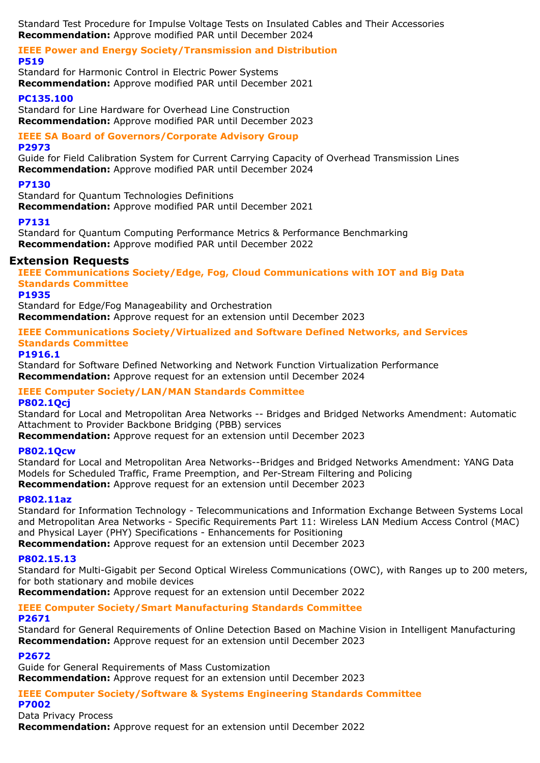Standard Test Procedure for Impulse Voltage Tests on Insulated Cables and Their Accessories
**Recommendation:** Approve modified PAR until December 2024

### IEEE Power and Energy Society/Transmission and Distribution

**P519**

Standard for Harmonic Control in Electric Power Systems
**Recommendation:** Approve modified PAR until December 2021

**PC135.100**

Standard for Line Hardware for Overhead Line Construction
**Recommendation:** Approve modified PAR until December 2023

### IEEE SA Board of Governors/Corporate Advisory Group

**P2973**

Guide for Field Calibration System for Current Carrying Capacity of Overhead Transmission Lines
**Recommendation:** Approve modified PAR until December 2024

**P7130**

Standard for Quantum Technologies Definitions
**Recommendation:** Approve modified PAR until December 2021

**P7131**

Standard for Quantum Computing Performance Metrics & Performance Benchmarking
**Recommendation:** Approve modified PAR until December 2022

## Extension Requests

### IEEE Communications Society/Edge, Fog, Cloud Communications with IOT and Big Data Standards Committee

**P1935**

Standard for Edge/Fog Manageability and Orchestration
**Recommendation:** Approve request for an extension until December 2023

### IEEE Communications Society/Virtualized and Software Defined Networks, and Services Standards Committee

**P1916.1**

Standard for Software Defined Networking and Network Function Virtualization Performance
**Recommendation:** Approve request for an extension until December 2024

### IEEE Computer Society/LAN/MAN Standards Committee

**P802.1Qcj**

Standard for Local and Metropolitan Area Networks -- Bridges and Bridged Networks Amendment: Automatic Attachment to Provider Backbone Bridging (PBB) services
**Recommendation:** Approve request for an extension until December 2023

**P802.1Qcw**

Standard for Local and Metropolitan Area Networks--Bridges and Bridged Networks Amendment: YANG Data Models for Scheduled Traffic, Frame Preemption, and Per-Stream Filtering and Policing
**Recommendation:** Approve request for an extension until December 2023

**P802.11az**

Standard for Information Technology - Telecommunications and Information Exchange Between Systems Local and Metropolitan Area Networks - Specific Requirements Part 11: Wireless LAN Medium Access Control (MAC) and Physical Layer (PHY) Specifications - Enhancements for Positioning
**Recommendation:** Approve request for an extension until December 2023

**P802.15.13**

Standard for Multi-Gigabit per Second Optical Wireless Communications (OWC), with Ranges up to 200 meters, for both stationary and mobile devices
**Recommendation:** Approve request for an extension until December 2022

### IEEE Computer Society/Smart Manufacturing Standards Committee

**P2671**

Standard for General Requirements of Online Detection Based on Machine Vision in Intelligent Manufacturing
**Recommendation:** Approve request for an extension until December 2023

**P2672**

Guide for General Requirements of Mass Customization
**Recommendation:** Approve request for an extension until December 2023

### IEEE Computer Society/Software & Systems Engineering Standards Committee

**P7002**

Data Privacy Process
**Recommendation:** Approve request for an extension until December 2022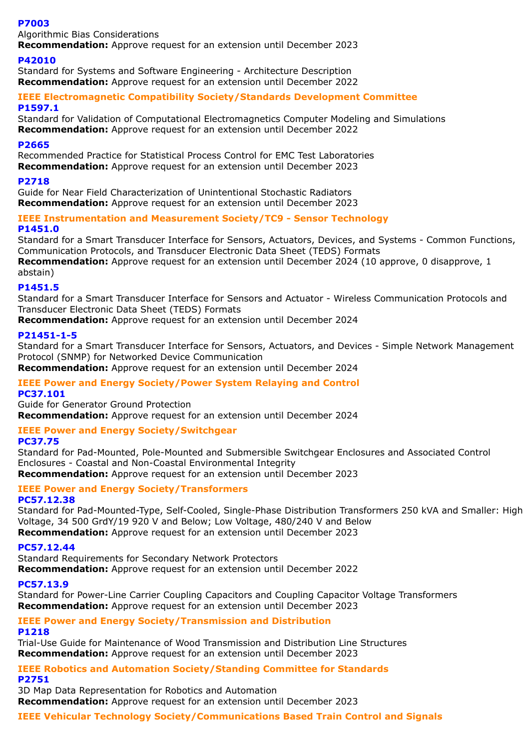**P7003**
Algorithmic Bias Considerations
**Recommendation:** Approve request for an extension until December 2023

**P42010**
Standard for Systems and Software Engineering - Architecture Description
**Recommendation:** Approve request for an extension until December 2022

### IEEE Electromagnetic Compatibility Society/Standards Development Committee

**P1597.1**
Standard for Validation of Computational Electromagnetics Computer Modeling and Simulations
**Recommendation:** Approve request for an extension until December 2022

**P2665**
Recommended Practice for Statistical Process Control for EMC Test Laboratories
**Recommendation:** Approve request for an extension until December 2023

**P2718**
Guide for Near Field Characterization of Unintentional Stochastic Radiators
**Recommendation:** Approve request for an extension until December 2023

### IEEE Instrumentation and Measurement Society/TC9 - Sensor Technology

**P1451.0**
Standard for a Smart Transducer Interface for Sensors, Actuators, Devices, and Systems - Common Functions, Communication Protocols, and Transducer Electronic Data Sheet (TEDS) Formats
**Recommendation:** Approve request for an extension until December 2024 (10 approve, 0 disapprove, 1 abstain)

**P1451.5**
Standard for a Smart Transducer Interface for Sensors and Actuator - Wireless Communication Protocols and Transducer Electronic Data Sheet (TEDS) Formats
**Recommendation:** Approve request for an extension until December 2024

**P21451-1-5**
Standard for a Smart Transducer Interface for Sensors, Actuators, and Devices - Simple Network Management Protocol (SNMP) for Networked Device Communication
**Recommendation:** Approve request for an extension until December 2024

### IEEE Power and Energy Society/Power System Relaying and Control

**PC37.101**
Guide for Generator Ground Protection
**Recommendation:** Approve request for an extension until December 2024

### IEEE Power and Energy Society/Switchgear

**PC37.75**
Standard for Pad-Mounted, Pole-Mounted and Submersible Switchgear Enclosures and Associated Control Enclosures - Coastal and Non-Coastal Environmental Integrity
**Recommendation:** Approve request for an extension until December 2023

### IEEE Power and Energy Society/Transformers

**PC57.12.38**
Standard for Pad-Mounted-Type, Self-Cooled, Single-Phase Distribution Transformers 250 kVA and Smaller: High Voltage, 34 500 GrdY/19 920 V and Below; Low Voltage, 480/240 V and Below
**Recommendation:** Approve request for an extension until December 2023

**PC57.12.44**
Standard Requirements for Secondary Network Protectors
**Recommendation:** Approve request for an extension until December 2022

**PC57.13.9**
Standard for Power-Line Carrier Coupling Capacitors and Coupling Capacitor Voltage Transformers
**Recommendation:** Approve request for an extension until December 2023

### IEEE Power and Energy Society/Transmission and Distribution

**P1218**
Trial-Use Guide for Maintenance of Wood Transmission and Distribution Line Structures
**Recommendation:** Approve request for an extension until December 2023

### IEEE Robotics and Automation Society/Standing Committee for Standards

**P2751**
3D Map Data Representation for Robotics and Automation
**Recommendation:** Approve request for an extension until December 2023

### IEEE Vehicular Technology Society/Communications Based Train Control and Signals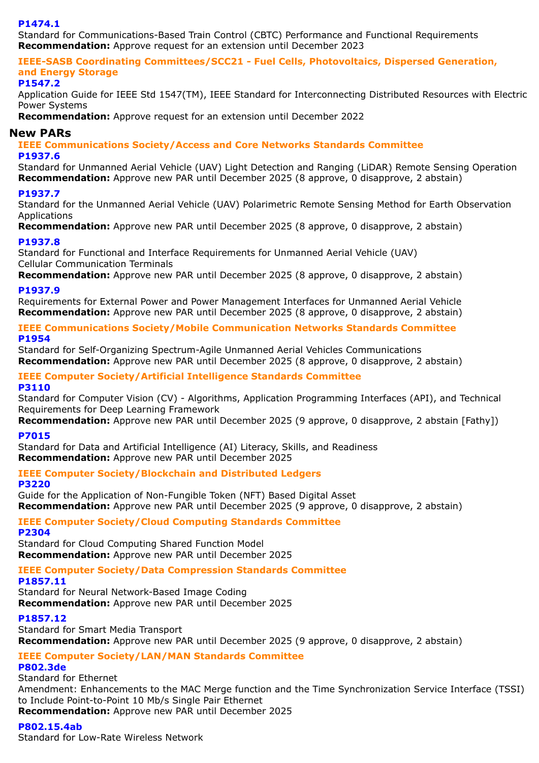**P1474.1**
Standard for Communications-Based Train Control (CBTC) Performance and Functional Requirements
**Recommendation:** Approve request for an extension until December 2023

**IEEE-SASB Coordinating Committees/SCC21 - Fuel Cells, Photovoltaics, Dispersed Generation, and Energy Storage**

**P1547.2**
Application Guide for IEEE Std 1547(TM), IEEE Standard for Interconnecting Distributed Resources with Electric Power Systems
**Recommendation:** Approve request for an extension until December 2022

## New PARs

**IEEE Communications Society/Access and Core Networks Standards Committee**

**P1937.6**
Standard for Unmanned Aerial Vehicle (UAV) Light Detection and Ranging (LiDAR) Remote Sensing Operation
**Recommendation:** Approve new PAR until December 2025 (8 approve, 0 disapprove, 2 abstain)

**P1937.7**
Standard for the Unmanned Aerial Vehicle (UAV) Polarimetric Remote Sensing Method for Earth Observation Applications
**Recommendation:** Approve new PAR until December 2025 (8 approve, 0 disapprove, 2 abstain)

**P1937.8**
Standard for Functional and Interface Requirements for Unmanned Aerial Vehicle (UAV) Cellular Communication Terminals
**Recommendation:** Approve new PAR until December 2025 (8 approve, 0 disapprove, 2 abstain)

**P1937.9**
Requirements for External Power and Power Management Interfaces for Unmanned Aerial Vehicle
**Recommendation:** Approve new PAR until December 2025 (8 approve, 0 disapprove, 2 abstain)

**IEEE Communications Society/Mobile Communication Networks Standards Committee**

**P1954**
Standard for Self-Organizing Spectrum-Agile Unmanned Aerial Vehicles Communications
**Recommendation:** Approve new PAR until December 2025 (8 approve, 0 disapprove, 2 abstain)

**IEEE Computer Society/Artificial Intelligence Standards Committee**

**P3110**
Standard for Computer Vision (CV) - Algorithms, Application Programming Interfaces (API), and Technical Requirements for Deep Learning Framework
**Recommendation:** Approve new PAR until December 2025 (9 approve, 0 disapprove, 2 abstain [Fathy])

**P7015**
Standard for Data and Artificial Intelligence (AI) Literacy, Skills, and Readiness
**Recommendation:** Approve new PAR until December 2025

**IEEE Computer Society/Blockchain and Distributed Ledgers**

**P3220**
Guide for the Application of Non-Fungible Token (NFT) Based Digital Asset
**Recommendation:** Approve new PAR until December 2025 (9 approve, 0 disapprove, 2 abstain)

**IEEE Computer Society/Cloud Computing Standards Committee**

**P2304**
Standard for Cloud Computing Shared Function Model
**Recommendation:** Approve new PAR until December 2025

**IEEE Computer Society/Data Compression Standards Committee**

**P1857.11**
Standard for Neural Network-Based Image Coding
**Recommendation:** Approve new PAR until December 2025

**P1857.12**
Standard for Smart Media Transport
**Recommendation:** Approve new PAR until December 2025 (9 approve, 0 disapprove, 2 abstain)

**IEEE Computer Society/LAN/MAN Standards Committee**

**P802.3de**
Standard for Ethernet
Amendment: Enhancements to the MAC Merge function and the Time Synchronization Service Interface (TSSI) to Include Point-to-Point 10 Mb/s Single Pair Ethernet
**Recommendation:** Approve new PAR until December 2025

**P802.15.4ab**
Standard for Low-Rate Wireless Network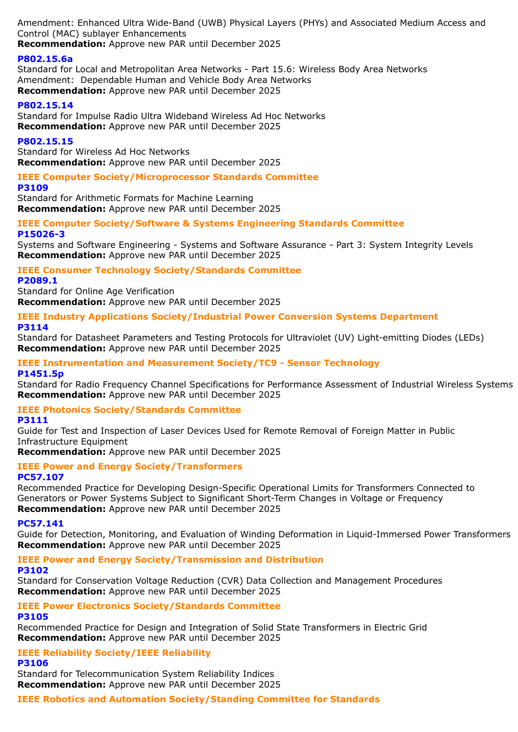Amendment: Enhanced Ultra Wide-Band (UWB) Physical Layers (PHYs) and Associated Medium Access and Control (MAC) sublayer Enhancements
**Recommendation:** Approve new PAR until December 2025

**P802.15.6a**
Standard for Local and Metropolitan Area Networks - Part 15.6: Wireless Body Area Networks
Amendment: Dependable Human and Vehicle Body Area Networks
**Recommendation:** Approve new PAR until December 2025

**P802.15.14**
Standard for Impulse Radio Ultra Wideband Wireless Ad Hoc Networks
**Recommendation:** Approve new PAR until December 2025

**P802.15.15**
Standard for Wireless Ad Hoc Networks
**Recommendation:** Approve new PAR until December 2025

### IEEE Computer Society/Microprocessor Standards Committee

**P3109**
Standard for Arithmetic Formats for Machine Learning
**Recommendation:** Approve new PAR until December 2025

### IEEE Computer Society/Software & Systems Engineering Standards Committee

**P15026-3**
Systems and Software Engineering - Systems and Software Assurance - Part 3: System Integrity Levels
**Recommendation:** Approve new PAR until December 2025

### IEEE Consumer Technology Society/Standards Committee

**P2089.1**
Standard for Online Age Verification
**Recommendation:** Approve new PAR until December 2025

### IEEE Industry Applications Society/Industrial Power Conversion Systems Department

**P3114**
Standard for Datasheet Parameters and Testing Protocols for Ultraviolet (UV) Light-emitting Diodes (LEDs)
**Recommendation:** Approve new PAR until December 2025

### IEEE Instrumentation and Measurement Society/TC9 - Sensor Technology

**P1451.5p**
Standard for Radio Frequency Channel Specifications for Performance Assessment of Industrial Wireless Systems
**Recommendation:** Approve new PAR until December 2025

### IEEE Photonics Society/Standards Committee

**P3111**
Guide for Test and Inspection of Laser Devices Used for Remote Removal of Foreign Matter in Public Infrastructure Equipment
**Recommendation:** Approve new PAR until December 2025

### IEEE Power and Energy Society/Transformers

**PC57.107**
Recommended Practice for Developing Design-Specific Operational Limits for Transformers Connected to Generators or Power Systems Subject to Significant Short-Term Changes in Voltage or Frequency
**Recommendation:** Approve new PAR until December 2025

**PC57.141**
Guide for Detection, Monitoring, and Evaluation of Winding Deformation in Liquid-Immersed Power Transformers
**Recommendation:** Approve new PAR until December 2025

### IEEE Power and Energy Society/Transmission and Distribution

**P3102**
Standard for Conservation Voltage Reduction (CVR) Data Collection and Management Procedures
**Recommendation:** Approve new PAR until December 2025

### IEEE Power Electronics Society/Standards Committee

**P3105**
Recommended Practice for Design and Integration of Solid State Transformers in Electric Grid
**Recommendation:** Approve new PAR until December 2025

### IEEE Reliability Society/IEEE Reliability

**P3106**
Standard for Telecommunication System Reliability Indices
**Recommendation:** Approve new PAR until December 2025

### IEEE Robotics and Automation Society/Standing Committee for Standards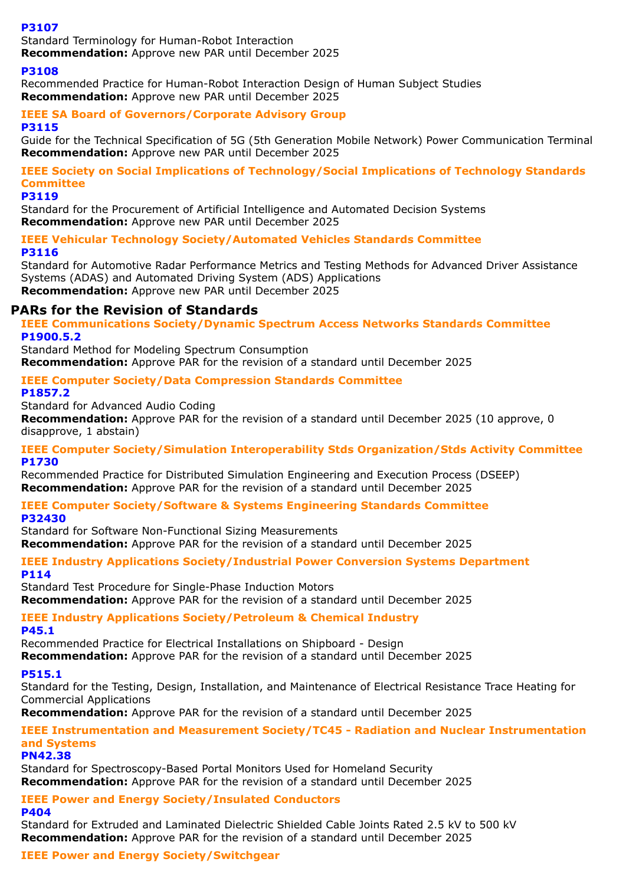**P3107**

Standard Terminology for Human-Robot Interaction

**Recommendation:** Approve new PAR until December 2025

**P3108**

Recommended Practice for Human-Robot Interaction Design of Human Subject Studies

**Recommendation:** Approve new PAR until December 2025

**IEEE SA Board of Governors/Corporate Advisory Group**

**P3115**

Guide for the Technical Specification of 5G (5th Generation Mobile Network) Power Communication Terminal

**Recommendation:** Approve new PAR until December 2025

**IEEE Society on Social Implications of Technology/Social Implications of Technology Standards Committee**

**P3119**

Standard for the Procurement of Artificial Intelligence and Automated Decision Systems

**Recommendation:** Approve new PAR until December 2025

**IEEE Vehicular Technology Society/Automated Vehicles Standards Committee**

**P3116**

Standard for Automotive Radar Performance Metrics and Testing Methods for Advanced Driver Assistance Systems (ADAS) and Automated Driving System (ADS) Applications

**Recommendation:** Approve new PAR until December 2025

## PARs for the Revision of Standards

**IEEE Communications Society/Dynamic Spectrum Access Networks Standards Committee**

**P1900.5.2**

Standard Method for Modeling Spectrum Consumption

**Recommendation:** Approve PAR for the revision of a standard until December 2025

**IEEE Computer Society/Data Compression Standards Committee**

**P1857.2**

Standard for Advanced Audio Coding

**Recommendation:** Approve PAR for the revision of a standard until December 2025 (10 approve, 0 disapprove, 1 abstain)

**IEEE Computer Society/Simulation Interoperability Stds Organization/Stds Activity Committee**

**P1730**

Recommended Practice for Distributed Simulation Engineering and Execution Process (DSEEP)

**Recommendation:** Approve PAR for the revision of a standard until December 2025

**IEEE Computer Society/Software & Systems Engineering Standards Committee**

**P32430**

Standard for Software Non-Functional Sizing Measurements

**Recommendation:** Approve PAR for the revision of a standard until December 2025

**IEEE Industry Applications Society/Industrial Power Conversion Systems Department**

**P114**

Standard Test Procedure for Single-Phase Induction Motors

**Recommendation:** Approve PAR for the revision of a standard until December 2025

**IEEE Industry Applications Society/Petroleum & Chemical Industry**

**P45.1**

Recommended Practice for Electrical Installations on Shipboard - Design

**Recommendation:** Approve PAR for the revision of a standard until December 2025

**P515.1**

Standard for the Testing, Design, Installation, and Maintenance of Electrical Resistance Trace Heating for Commercial Applications

**Recommendation:** Approve PAR for the revision of a standard until December 2025

**IEEE Instrumentation and Measurement Society/TC45 - Radiation and Nuclear Instrumentation and Systems**

**PN42.38**

Standard for Spectroscopy-Based Portal Monitors Used for Homeland Security

**Recommendation:** Approve PAR for the revision of a standard until December 2025

**IEEE Power and Energy Society/Insulated Conductors**

**P404**

Standard for Extruded and Laminated Dielectric Shielded Cable Joints Rated 2.5 kV to 500 kV

**Recommendation:** Approve PAR for the revision of a standard until December 2025

**IEEE Power and Energy Society/Switchgear**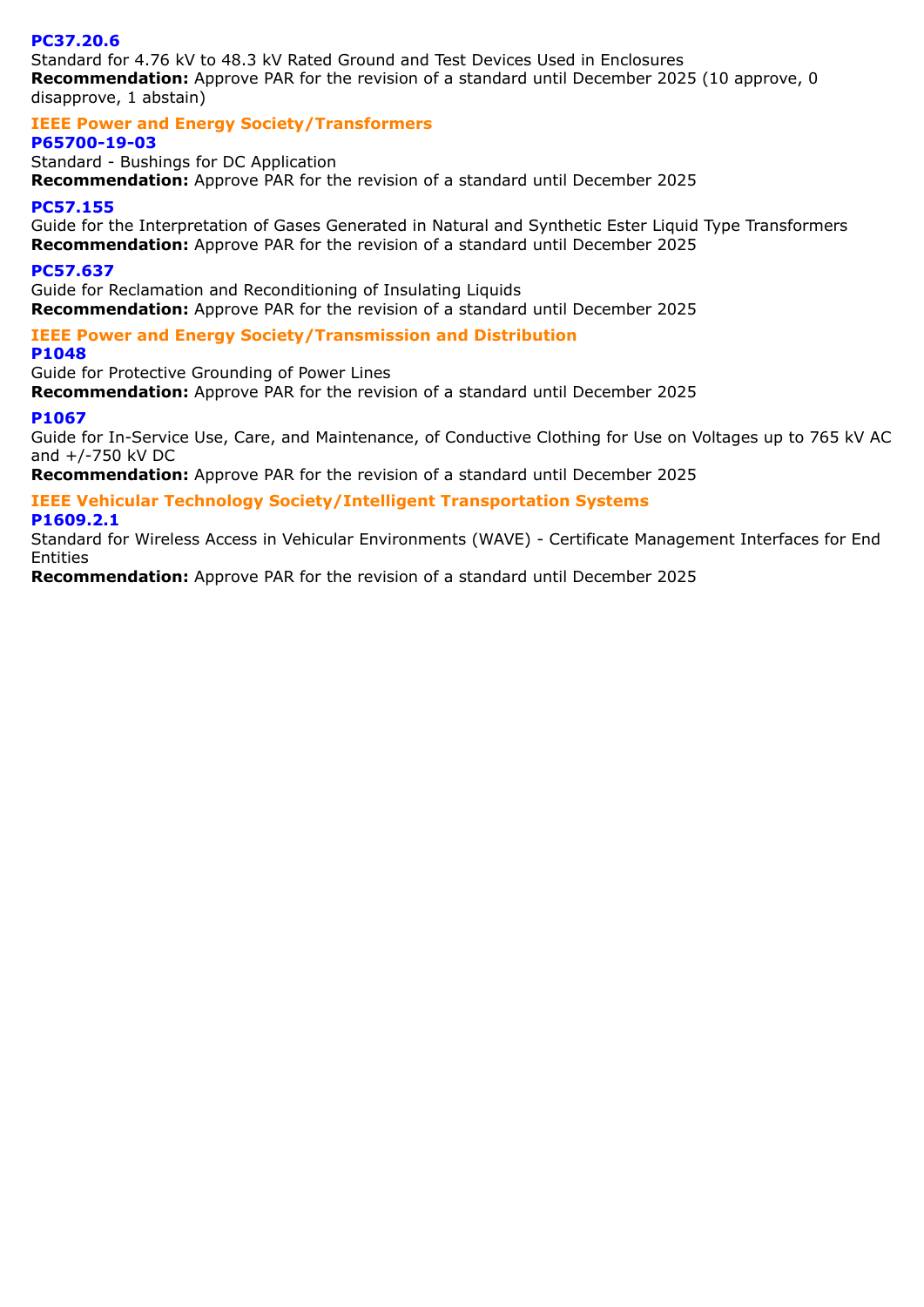### PC37.20.6

Standard for 4.76 kV to 48.3 kV Rated Ground and Test Devices Used in Enclosures
**Recommendation:** Approve PAR for the revision of a standard until December 2025 (10 approve, 0 disapprove, 1 abstain)

## IEEE Power and Energy Society/Transformers

### P65700-19-03

Standard - Bushings for DC Application
**Recommendation:** Approve PAR for the revision of a standard until December 2025

### PC57.155

Guide for the Interpretation of Gases Generated in Natural and Synthetic Ester Liquid Type Transformers
**Recommendation:** Approve PAR for the revision of a standard until December 2025

### PC57.637

Guide for Reclamation and Reconditioning of Insulating Liquids
**Recommendation:** Approve PAR for the revision of a standard until December 2025

## IEEE Power and Energy Society/Transmission and Distribution

### P1048

Guide for Protective Grounding of Power Lines
**Recommendation:** Approve PAR for the revision of a standard until December 2025

### P1067

Guide for In-Service Use, Care, and Maintenance, of Conductive Clothing for Use on Voltages up to 765 kV AC and +/-750 kV DC
**Recommendation:** Approve PAR for the revision of a standard until December 2025

## IEEE Vehicular Technology Society/Intelligent Transportation Systems

### P1609.2.1

Standard for Wireless Access in Vehicular Environments (WAVE) - Certificate Management Interfaces for End Entities
**Recommendation:** Approve PAR for the revision of a standard until December 2025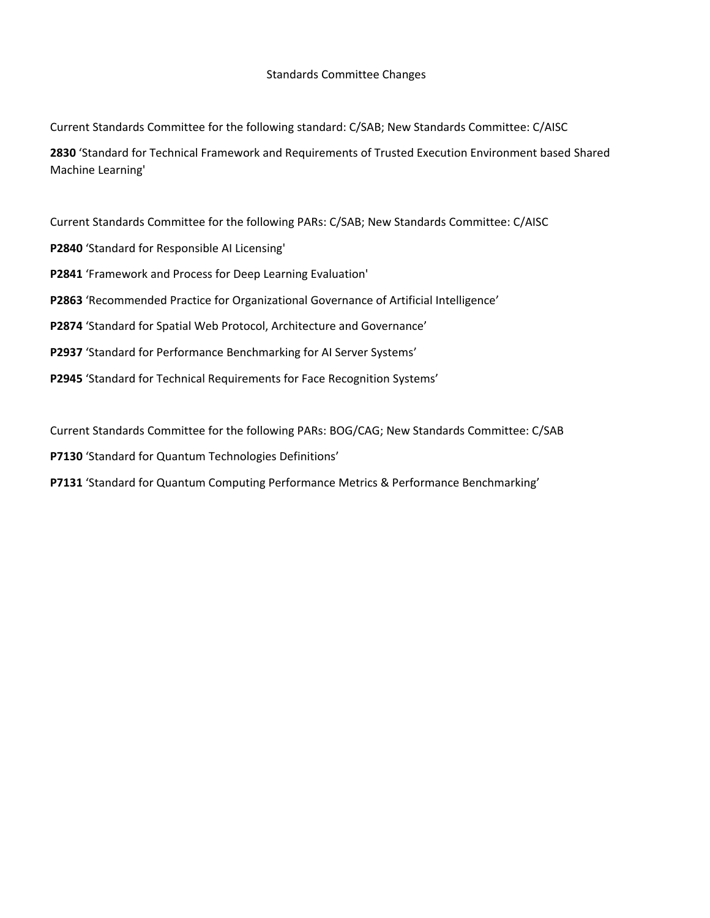# Standards Committee Changes

Current Standards Committee for the following standard: C/SAB; New Standards Committee: C/AISC

**2830** 'Standard for Technical Framework and Requirements of Trusted Execution Environment based Shared Machine Learning'

Current Standards Committee for the following PARs: C/SAB; New Standards Committee: C/AISC

**P2840** 'Standard for Responsible AI Licensing'

**P2841** 'Framework and Process for Deep Learning Evaluation'

**P2863** 'Recommended Practice for Organizational Governance of Artificial Intelligence'

**P2874** 'Standard for Spatial Web Protocol, Architecture and Governance'

**P2937** 'Standard for Performance Benchmarking for AI Server Systems'

**P2945** 'Standard for Technical Requirements for Face Recognition Systems'

Current Standards Committee for the following PARs: BOG/CAG; New Standards Committee: C/SAB

**P7130** 'Standard for Quantum Technologies Definitions'

**P7131** 'Standard for Quantum Computing Performance Metrics & Performance Benchmarking'